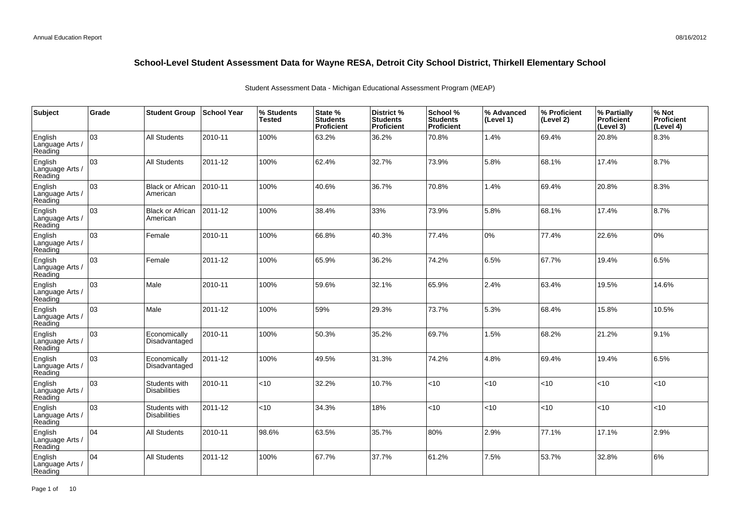# School-Level Student Assessment Data for Wayne RESA, Detroit City School District, Thirkell Elementary School

Student Assessment Data - Michigan Educational Assessment Program (MEAP)

| Subject | Grade | Student Group | School Year | % Students Tested | State % Students Proficient | District % Students Proficient | School % Students Proficient | % Advanced (Level 1) | % Proficient (Level 2) | % Partially Proficient (Level 3) | % Not Proficient (Level 4) |
|---|---|---|---|---|---|---|---|---|---|---|---|
| English Language Arts / Reading | 03 | All Students | 2010-11 | 100% | 63.2% | 36.2% | 70.8% | 1.4% | 69.4% | 20.8% | 8.3% |
| English Language Arts / Reading | 03 | All Students | 2011-12 | 100% | 62.4% | 32.7% | 73.9% | 5.8% | 68.1% | 17.4% | 8.7% |
| English Language Arts / Reading | 03 | Black or African American | 2010-11 | 100% | 40.6% | 36.7% | 70.8% | 1.4% | 69.4% | 20.8% | 8.3% |
| English Language Arts / Reading | 03 | Black or African American | 2011-12 | 100% | 38.4% | 33% | 73.9% | 5.8% | 68.1% | 17.4% | 8.7% |
| English Language Arts / Reading | 03 | Female | 2010-11 | 100% | 66.8% | 40.3% | 77.4% | 0% | 77.4% | 22.6% | 0% |
| English Language Arts / Reading | 03 | Female | 2011-12 | 100% | 65.9% | 36.2% | 74.2% | 6.5% | 67.7% | 19.4% | 6.5% |
| English Language Arts / Reading | 03 | Male | 2010-11 | 100% | 59.6% | 32.1% | 65.9% | 2.4% | 63.4% | 19.5% | 14.6% |
| English Language Arts / Reading | 03 | Male | 2011-12 | 100% | 59% | 29.3% | 73.7% | 5.3% | 68.4% | 15.8% | 10.5% |
| English Language Arts / Reading | 03 | Economically Disadvantaged | 2010-11 | 100% | 50.3% | 35.2% | 69.7% | 1.5% | 68.2% | 21.2% | 9.1% |
| English Language Arts / Reading | 03 | Economically Disadvantaged | 2011-12 | 100% | 49.5% | 31.3% | 74.2% | 4.8% | 69.4% | 19.4% | 6.5% |
| English Language Arts / Reading | 03 | Students with Disabilities | 2010-11 | <10 | 32.2% | 10.7% | <10 | <10 | <10 | <10 | <10 |
| English Language Arts / Reading | 03 | Students with Disabilities | 2011-12 | <10 | 34.3% | 18% | <10 | <10 | <10 | <10 | <10 |
| English Language Arts / Reading | 04 | All Students | 2010-11 | 98.6% | 63.5% | 35.7% | 80% | 2.9% | 77.1% | 17.1% | 2.9% |
| English Language Arts / Reading | 04 | All Students | 2011-12 | 100% | 67.7% | 37.7% | 61.2% | 7.5% | 53.7% | 32.8% | 6% |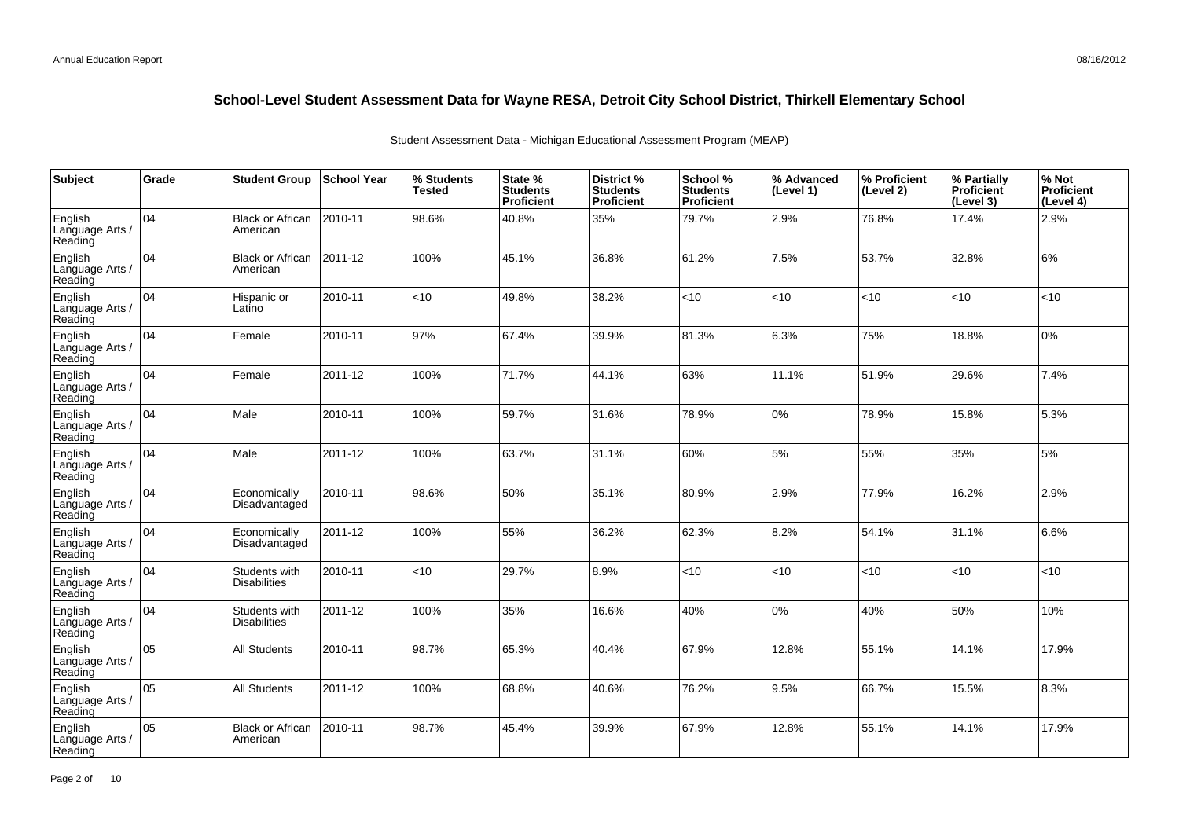# School-Level Student Assessment Data for Wayne RESA, Detroit City School District, Thirkell Elementary School

Student Assessment Data - Michigan Educational Assessment Program (MEAP)

| Subject | Grade | Student Group | School Year | % Students Tested | State % Students Proficient | District % Students Proficient | School % Students Proficient | % Advanced (Level 1) | % Proficient (Level 2) | % Partially Proficient (Level 3) | % Not Proficient (Level 4) |
|---|---|---|---|---|---|---|---|---|---|---|---|
| English Language Arts / Reading | 04 | Black or African American | 2010-11 | 98.6% | 40.8% | 35% | 79.7% | 2.9% | 76.8% | 17.4% | 2.9% |
| English Language Arts / Reading | 04 | Black or African American | 2011-12 | 100% | 45.1% | 36.8% | 61.2% | 7.5% | 53.7% | 32.8% | 6% |
| English Language Arts / Reading | 04 | Hispanic or Latino | 2010-11 | <10 | 49.8% | 38.2% | <10 | <10 | <10 | <10 | <10 |
| English Language Arts / Reading | 04 | Female | 2010-11 | 97% | 67.4% | 39.9% | 81.3% | 6.3% | 75% | 18.8% | 0% |
| English Language Arts / Reading | 04 | Female | 2011-12 | 100% | 71.7% | 44.1% | 63% | 11.1% | 51.9% | 29.6% | 7.4% |
| English Language Arts / Reading | 04 | Male | 2010-11 | 100% | 59.7% | 31.6% | 78.9% | 0% | 78.9% | 15.8% | 5.3% |
| English Language Arts / Reading | 04 | Male | 2011-12 | 100% | 63.7% | 31.1% | 60% | 5% | 55% | 35% | 5% |
| English Language Arts / Reading | 04 | Economically Disadvantaged | 2010-11 | 98.6% | 50% | 35.1% | 80.9% | 2.9% | 77.9% | 16.2% | 2.9% |
| English Language Arts / Reading | 04 | Economically Disadvantaged | 2011-12 | 100% | 55% | 36.2% | 62.3% | 8.2% | 54.1% | 31.1% | 6.6% |
| English Language Arts / Reading | 04 | Students with Disabilities | 2010-11 | <10 | 29.7% | 8.9% | <10 | <10 | <10 | <10 | <10 |
| English Language Arts / Reading | 04 | Students with Disabilities | 2011-12 | 100% | 35% | 16.6% | 40% | 0% | 40% | 50% | 10% |
| English Language Arts / Reading | 05 | All Students | 2010-11 | 98.7% | 65.3% | 40.4% | 67.9% | 12.8% | 55.1% | 14.1% | 17.9% |
| English Language Arts / Reading | 05 | All Students | 2011-12 | 100% | 68.8% | 40.6% | 76.2% | 9.5% | 66.7% | 15.5% | 8.3% |
| English Language Arts / Reading | 05 | Black or African American | 2010-11 | 98.7% | 45.4% | 39.9% | 67.9% | 12.8% | 55.1% | 14.1% | 17.9% |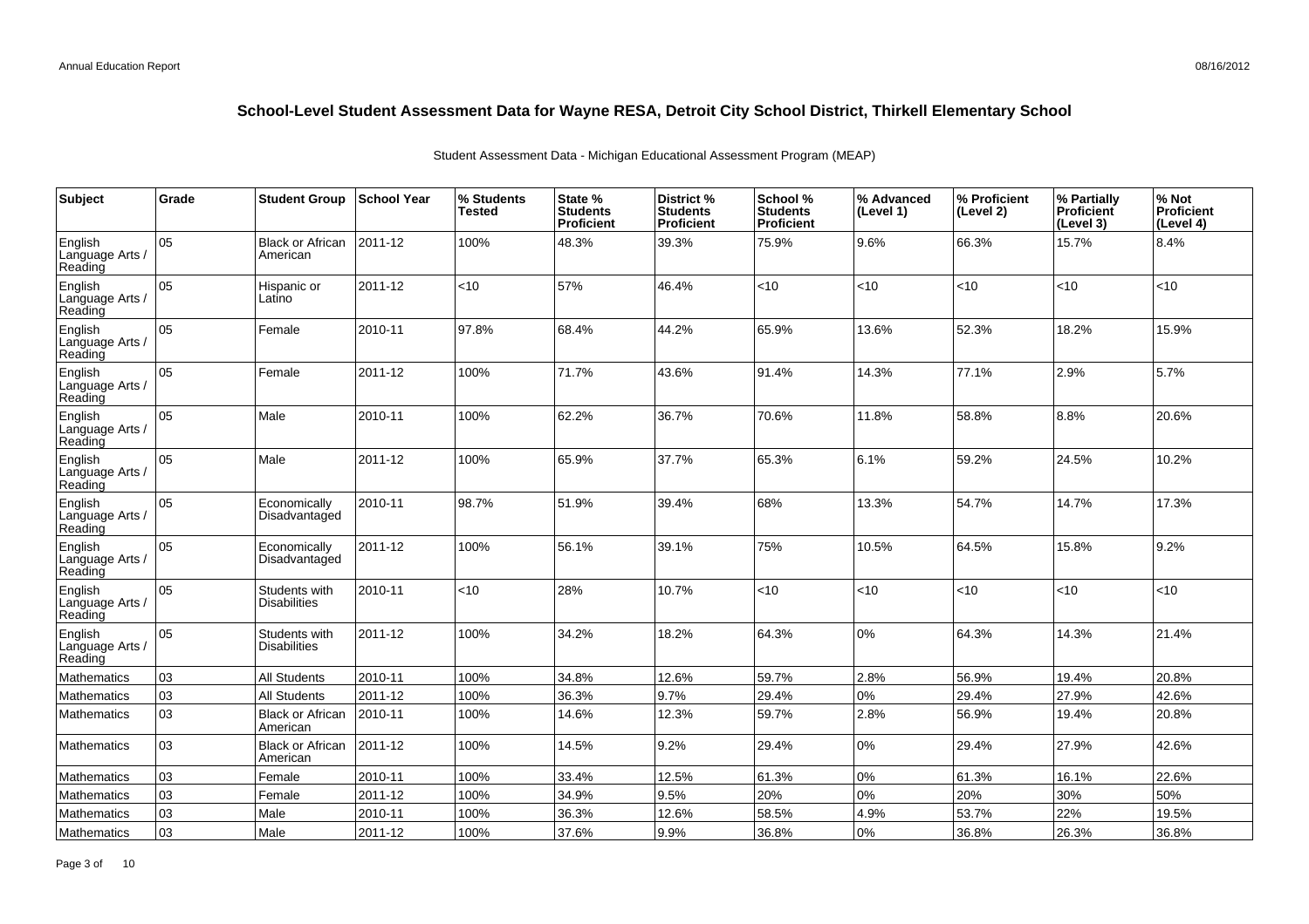# School-Level Student Assessment Data for Wayne RESA, Detroit City School District, Thirkell Elementary School

Student Assessment Data - Michigan Educational Assessment Program (MEAP)

| Subject | Grade | Student Group | School Year | % Students Tested | State % Students Proficient | District % Students Proficient | School % Students Proficient | % Advanced (Level 1) | % Proficient (Level 2) | % Partially Proficient (Level 3) | % Not Proficient (Level 4) |
|---|---|---|---|---|---|---|---|---|---|---|---|
| English Language Arts / Reading | 05 | Black or African American | 2011-12 | 100% | 48.3% | 39.3% | 75.9% | 9.6% | 66.3% | 15.7% | 8.4% |
| English Language Arts / Reading | 05 | Hispanic or Latino | 2011-12 | <10 | 57% | 46.4% | <10 | <10 | <10 | <10 | <10 |
| English Language Arts / Reading | 05 | Female | 2010-11 | 97.8% | 68.4% | 44.2% | 65.9% | 13.6% | 52.3% | 18.2% | 15.9% |
| English Language Arts / Reading | 05 | Female | 2011-12 | 100% | 71.7% | 43.6% | 91.4% | 14.3% | 77.1% | 2.9% | 5.7% |
| English Language Arts / Reading | 05 | Male | 2010-11 | 100% | 62.2% | 36.7% | 70.6% | 11.8% | 58.8% | 8.8% | 20.6% |
| English Language Arts / Reading | 05 | Male | 2011-12 | 100% | 65.9% | 37.7% | 65.3% | 6.1% | 59.2% | 24.5% | 10.2% |
| English Language Arts / Reading | 05 | Economically Disadvantaged | 2010-11 | 98.7% | 51.9% | 39.4% | 68% | 13.3% | 54.7% | 14.7% | 17.3% |
| English Language Arts / Reading | 05 | Economically Disadvantaged | 2011-12 | 100% | 56.1% | 39.1% | 75% | 10.5% | 64.5% | 15.8% | 9.2% |
| English Language Arts / Reading | 05 | Students with Disabilities | 2010-11 | <10 | 28% | 10.7% | <10 | <10 | <10 | <10 | <10 |
| English Language Arts / Reading | 05 | Students with Disabilities | 2011-12 | 100% | 34.2% | 18.2% | 64.3% | 0% | 64.3% | 14.3% | 21.4% |
| Mathematics | 03 | All Students | 2010-11 | 100% | 34.8% | 12.6% | 59.7% | 2.8% | 56.9% | 19.4% | 20.8% |
| Mathematics | 03 | All Students | 2011-12 | 100% | 36.3% | 9.7% | 29.4% | 0% | 29.4% | 27.9% | 42.6% |
| Mathematics | 03 | Black or African American | 2010-11 | 100% | 14.6% | 12.3% | 59.7% | 2.8% | 56.9% | 19.4% | 20.8% |
| Mathematics | 03 | Black or African American | 2011-12 | 100% | 14.5% | 9.2% | 29.4% | 0% | 29.4% | 27.9% | 42.6% |
| Mathematics | 03 | Female | 2010-11 | 100% | 33.4% | 12.5% | 61.3% | 0% | 61.3% | 16.1% | 22.6% |
| Mathematics | 03 | Female | 2011-12 | 100% | 34.9% | 9.5% | 20% | 0% | 20% | 30% | 50% |
| Mathematics | 03 | Male | 2010-11 | 100% | 36.3% | 12.6% | 58.5% | 4.9% | 53.7% | 22% | 19.5% |
| Mathematics | 03 | Male | 2011-12 | 100% | 37.6% | 9.9% | 36.8% | 0% | 36.8% | 26.3% | 36.8% |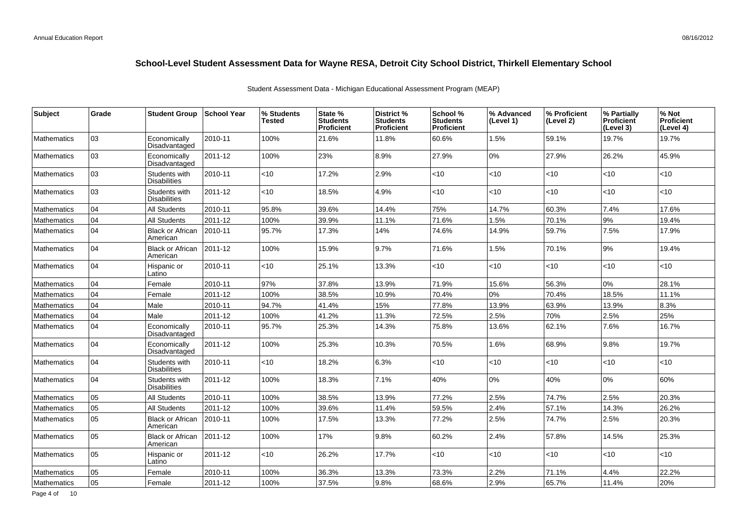## School-Level Student Assessment Data for Wayne RESA, Detroit City School District, Thirkell Elementary School

Student Assessment Data - Michigan Educational Assessment Program (MEAP)

| Subject | Grade | Student Group | School Year | % Students Tested | State % Students Proficient | District % Students Proficient | School % Students Proficient | % Advanced (Level 1) | % Proficient (Level 2) | % Partially Proficient (Level 3) | % Not Proficient (Level 4) |
|---|---|---|---|---|---|---|---|---|---|---|---|
| Mathematics | 03 | Economically Disadvantaged | 2010-11 | 100% | 21.6% | 11.8% | 60.6% | 1.5% | 59.1% | 19.7% | 19.7% |
| Mathematics | 03 | Economically Disadvantaged | 2011-12 | 100% | 23% | 8.9% | 27.9% | 0% | 27.9% | 26.2% | 45.9% |
| Mathematics | 03 | Students with Disabilities | 2010-11 | <10 | 17.2% | 2.9% | <10 | <10 | <10 | <10 | <10 |
| Mathematics | 03 | Students with Disabilities | 2011-12 | <10 | 18.5% | 4.9% | <10 | <10 | <10 | <10 | <10 |
| Mathematics | 04 | All Students | 2010-11 | 95.8% | 39.6% | 14.4% | 75% | 14.7% | 60.3% | 7.4% | 17.6% |
| Mathematics | 04 | All Students | 2011-12 | 100% | 39.9% | 11.1% | 71.6% | 1.5% | 70.1% | 9% | 19.4% |
| Mathematics | 04 | Black or African American | 2010-11 | 95.7% | 17.3% | 14% | 74.6% | 14.9% | 59.7% | 7.5% | 17.9% |
| Mathematics | 04 | Black or African American | 2011-12 | 100% | 15.9% | 9.7% | 71.6% | 1.5% | 70.1% | 9% | 19.4% |
| Mathematics | 04 | Hispanic or Latino | 2010-11 | <10 | 25.1% | 13.3% | <10 | <10 | <10 | <10 | <10 |
| Mathematics | 04 | Female | 2010-11 | 97% | 37.8% | 13.9% | 71.9% | 15.6% | 56.3% | 0% | 28.1% |
| Mathematics | 04 | Female | 2011-12 | 100% | 38.5% | 10.9% | 70.4% | 0% | 70.4% | 18.5% | 11.1% |
| Mathematics | 04 | Male | 2010-11 | 94.7% | 41.4% | 15% | 77.8% | 13.9% | 63.9% | 13.9% | 8.3% |
| Mathematics | 04 | Male | 2011-12 | 100% | 41.2% | 11.3% | 72.5% | 2.5% | 70% | 2.5% | 25% |
| Mathematics | 04 | Economically Disadvantaged | 2010-11 | 95.7% | 25.3% | 14.3% | 75.8% | 13.6% | 62.1% | 7.6% | 16.7% |
| Mathematics | 04 | Economically Disadvantaged | 2011-12 | 100% | 25.3% | 10.3% | 70.5% | 1.6% | 68.9% | 9.8% | 19.7% |
| Mathematics | 04 | Students with Disabilities | 2010-11 | <10 | 18.2% | 6.3% | <10 | <10 | <10 | <10 | <10 |
| Mathematics | 04 | Students with Disabilities | 2011-12 | 100% | 18.3% | 7.1% | 40% | 0% | 40% | 0% | 60% |
| Mathematics | 05 | All Students | 2010-11 | 100% | 38.5% | 13.9% | 77.2% | 2.5% | 74.7% | 2.5% | 20.3% |
| Mathematics | 05 | All Students | 2011-12 | 100% | 39.6% | 11.4% | 59.5% | 2.4% | 57.1% | 14.3% | 26.2% |
| Mathematics | 05 | Black or African American | 2010-11 | 100% | 17.5% | 13.3% | 77.2% | 2.5% | 74.7% | 2.5% | 20.3% |
| Mathematics | 05 | Black or African American | 2011-12 | 100% | 17% | 9.8% | 60.2% | 2.4% | 57.8% | 14.5% | 25.3% |
| Mathematics | 05 | Hispanic or Latino | 2011-12 | <10 | 26.2% | 17.7% | <10 | <10 | <10 | <10 | <10 |
| Mathematics | 05 | Female | 2010-11 | 100% | 36.3% | 13.3% | 73.3% | 2.2% | 71.1% | 4.4% | 22.2% |
| Mathematics | 05 | Female | 2011-12 | 100% | 37.5% | 9.8% | 68.6% | 2.9% | 65.7% | 11.4% | 20% |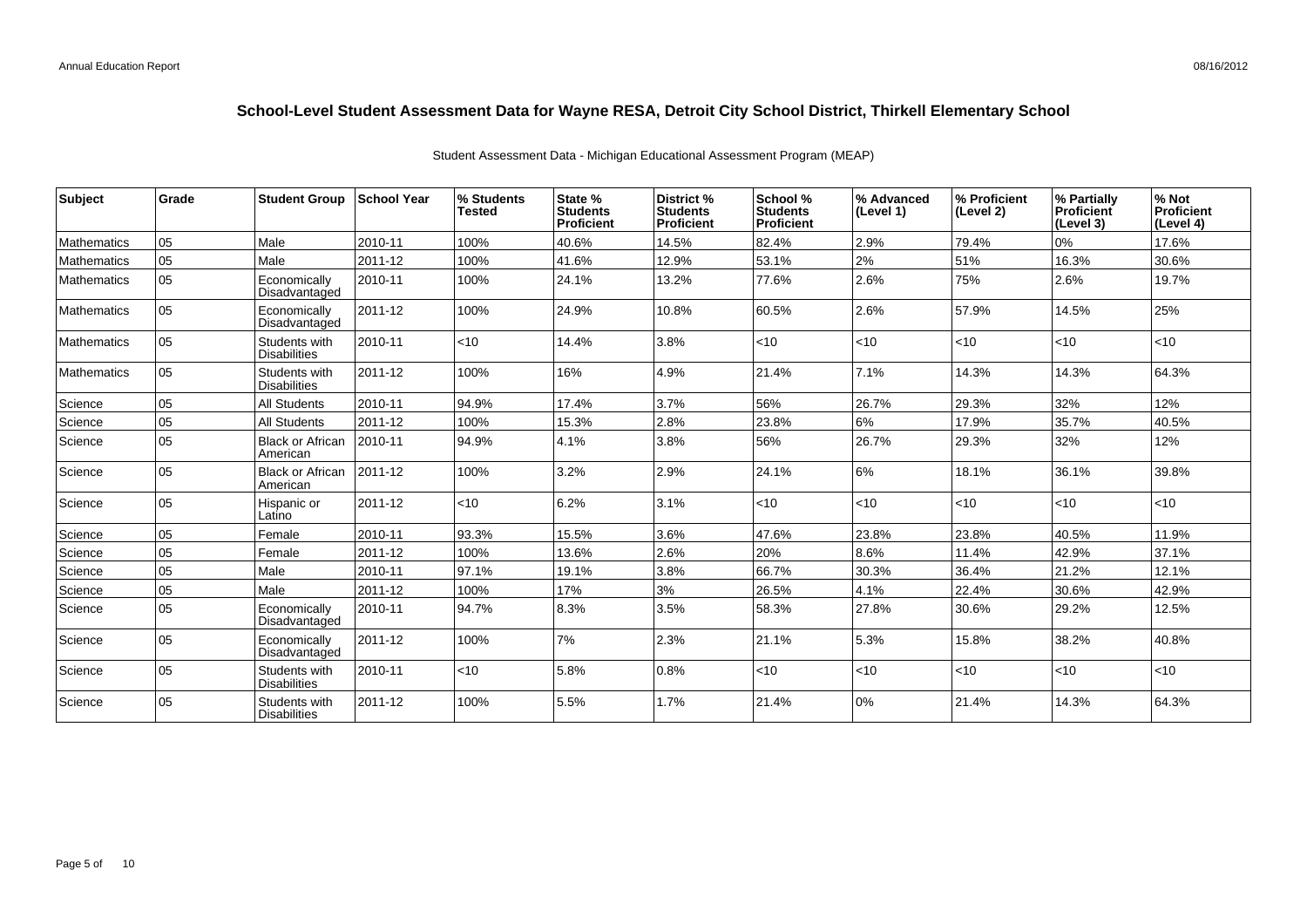# School-Level Student Assessment Data for Wayne RESA, Detroit City School District, Thirkell Elementary School

Student Assessment Data - Michigan Educational Assessment Program (MEAP)

| Subject | Grade | Student Group | School Year | % Students Tested | State % Students Proficient | District % Students Proficient | School % Students Proficient | % Advanced (Level 1) | % Proficient (Level 2) | % Partially Proficient (Level 3) | % Not Proficient (Level 4) |
|---|---|---|---|---|---|---|---|---|---|---|---|
| Mathematics | 05 | Male | 2010-11 | 100% | 40.6% | 14.5% | 82.4% | 2.9% | 79.4% | 0% | 17.6% |
| Mathematics | 05 | Male | 2011-12 | 100% | 41.6% | 12.9% | 53.1% | 2% | 51% | 16.3% | 30.6% |
| Mathematics | 05 | Economically Disadvantaged | 2010-11 | 100% | 24.1% | 13.2% | 77.6% | 2.6% | 75% | 2.6% | 19.7% |
| Mathematics | 05 | Economically Disadvantaged | 2011-12 | 100% | 24.9% | 10.8% | 60.5% | 2.6% | 57.9% | 14.5% | 25% |
| Mathematics | 05 | Students with Disabilities | 2010-11 | <10 | 14.4% | 3.8% | <10 | <10 | <10 | <10 | <10 |
| Mathematics | 05 | Students with Disabilities | 2011-12 | 100% | 16% | 4.9% | 21.4% | 7.1% | 14.3% | 14.3% | 64.3% |
| Science | 05 | All Students | 2010-11 | 94.9% | 17.4% | 3.7% | 56% | 26.7% | 29.3% | 32% | 12% |
| Science | 05 | All Students | 2011-12 | 100% | 15.3% | 2.8% | 23.8% | 6% | 17.9% | 35.7% | 40.5% |
| Science | 05 | Black or African American | 2010-11 | 94.9% | 4.1% | 3.8% | 56% | 26.7% | 29.3% | 32% | 12% |
| Science | 05 | Black or African American | 2011-12 | 100% | 3.2% | 2.9% | 24.1% | 6% | 18.1% | 36.1% | 39.8% |
| Science | 05 | Hispanic or Latino | 2011-12 | <10 | 6.2% | 3.1% | <10 | <10 | <10 | <10 | <10 |
| Science | 05 | Female | 2010-11 | 93.3% | 15.5% | 3.6% | 47.6% | 23.8% | 23.8% | 40.5% | 11.9% |
| Science | 05 | Female | 2011-12 | 100% | 13.6% | 2.6% | 20% | 8.6% | 11.4% | 42.9% | 37.1% |
| Science | 05 | Male | 2010-11 | 97.1% | 19.1% | 3.8% | 66.7% | 30.3% | 36.4% | 21.2% | 12.1% |
| Science | 05 | Male | 2011-12 | 100% | 17% | 3% | 26.5% | 4.1% | 22.4% | 30.6% | 42.9% |
| Science | 05 | Economically Disadvantaged | 2010-11 | 94.7% | 8.3% | 3.5% | 58.3% | 27.8% | 30.6% | 29.2% | 12.5% |
| Science | 05 | Economically Disadvantaged | 2011-12 | 100% | 7% | 2.3% | 21.1% | 5.3% | 15.8% | 38.2% | 40.8% |
| Science | 05 | Students with Disabilities | 2010-11 | <10 | 5.8% | 0.8% | <10 | <10 | <10 | <10 | <10 |
| Science | 05 | Students with Disabilities | 2011-12 | 100% | 5.5% | 1.7% | 21.4% | 0% | 21.4% | 14.3% | 64.3% |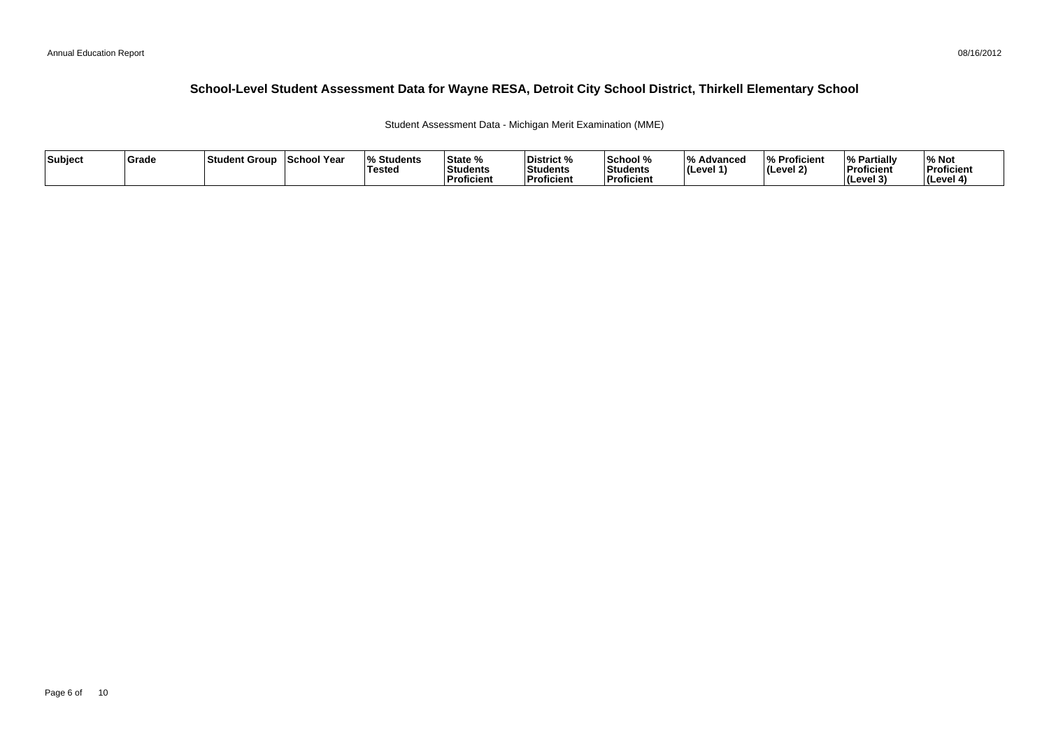# School-Level Student Assessment Data for Wayne RESA, Detroit City School District, Thirkell Elementary School

Student Assessment Data - Michigan Merit Examination (MME)

| Subject | Grade | Student Group | School Year | % Students Tested | State % Students Proficient | District % Students Proficient | School % Students Proficient | % Advanced (Level 1) | % Proficient (Level 2) | % Partially Proficient (Level 3) | % Not Proficient (Level 4) |
|---|---|---|---|---|---|---|---|---|---|---|---|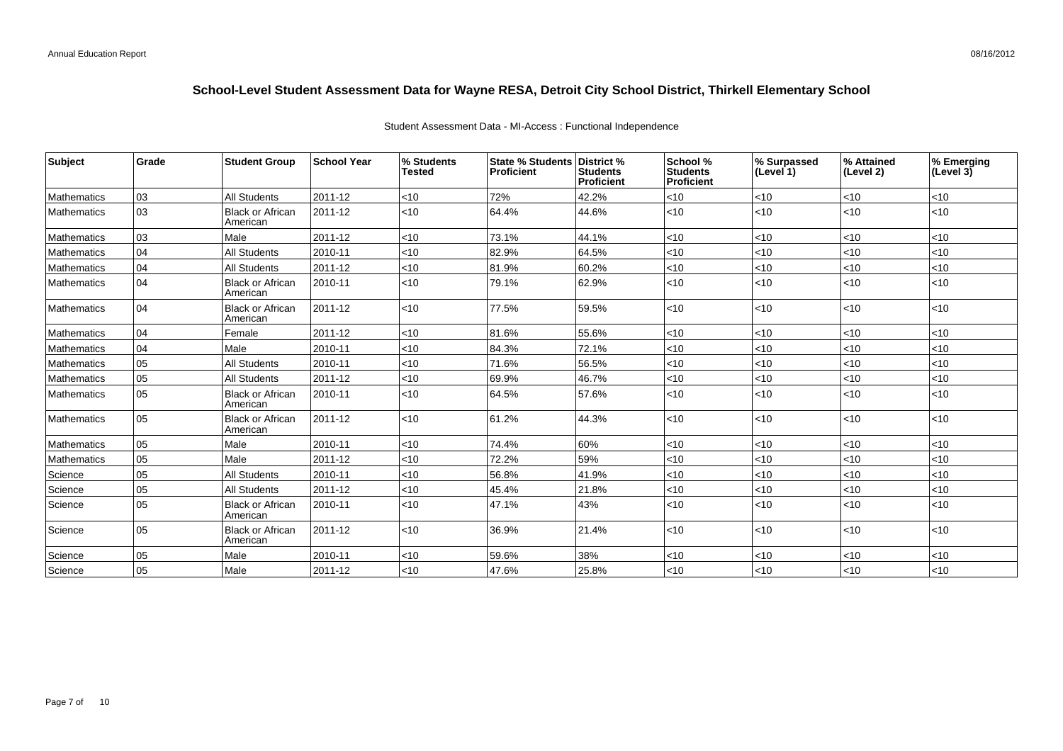# School-Level Student Assessment Data for Wayne RESA, Detroit City School District, Thirkell Elementary School

Student Assessment Data - MI-Access : Functional Independence

| Subject | Grade | Student Group | School Year | % Students Tested | State % Students Proficient | District % Students Proficient | School % Students Proficient | % Surpassed (Level 1) | % Attained (Level 2) | % Emerging (Level 3) |
|---|---|---|---|---|---|---|---|---|---|---|
| Mathematics | 03 | All Students | 2011-12 | <10 | 72% | 42.2% | <10 | <10 | <10 | <10 |
| Mathematics | 03 | Black or African American | 2011-12 | <10 | 64.4% | 44.6% | <10 | <10 | <10 | <10 |
| Mathematics | 03 | Male | 2011-12 | <10 | 73.1% | 44.1% | <10 | <10 | <10 | <10 |
| Mathematics | 04 | All Students | 2010-11 | <10 | 82.9% | 64.5% | <10 | <10 | <10 | <10 |
| Mathematics | 04 | All Students | 2011-12 | <10 | 81.9% | 60.2% | <10 | <10 | <10 | <10 |
| Mathematics | 04 | Black or African American | 2010-11 | <10 | 79.1% | 62.9% | <10 | <10 | <10 | <10 |
| Mathematics | 04 | Black or African American | 2011-12 | <10 | 77.5% | 59.5% | <10 | <10 | <10 | <10 |
| Mathematics | 04 | Female | 2011-12 | <10 | 81.6% | 55.6% | <10 | <10 | <10 | <10 |
| Mathematics | 04 | Male | 2010-11 | <10 | 84.3% | 72.1% | <10 | <10 | <10 | <10 |
| Mathematics | 05 | All Students | 2010-11 | <10 | 71.6% | 56.5% | <10 | <10 | <10 | <10 |
| Mathematics | 05 | All Students | 2011-12 | <10 | 69.9% | 46.7% | <10 | <10 | <10 | <10 |
| Mathematics | 05 | Black or African American | 2010-11 | <10 | 64.5% | 57.6% | <10 | <10 | <10 | <10 |
| Mathematics | 05 | Black or African American | 2011-12 | <10 | 61.2% | 44.3% | <10 | <10 | <10 | <10 |
| Mathematics | 05 | Male | 2010-11 | <10 | 74.4% | 60% | <10 | <10 | <10 | <10 |
| Mathematics | 05 | Male | 2011-12 | <10 | 72.2% | 59% | <10 | <10 | <10 | <10 |
| Science | 05 | All Students | 2010-11 | <10 | 56.8% | 41.9% | <10 | <10 | <10 | <10 |
| Science | 05 | All Students | 2011-12 | <10 | 45.4% | 21.8% | <10 | <10 | <10 | <10 |
| Science | 05 | Black or African American | 2010-11 | <10 | 47.1% | 43% | <10 | <10 | <10 | <10 |
| Science | 05 | Black or African American | 2011-12 | <10 | 36.9% | 21.4% | <10 | <10 | <10 | <10 |
| Science | 05 | Male | 2010-11 | <10 | 59.6% | 38% | <10 | <10 | <10 | <10 |
| Science | 05 | Male | 2011-12 | <10 | 47.6% | 25.8% | <10 | <10 | <10 | <10 |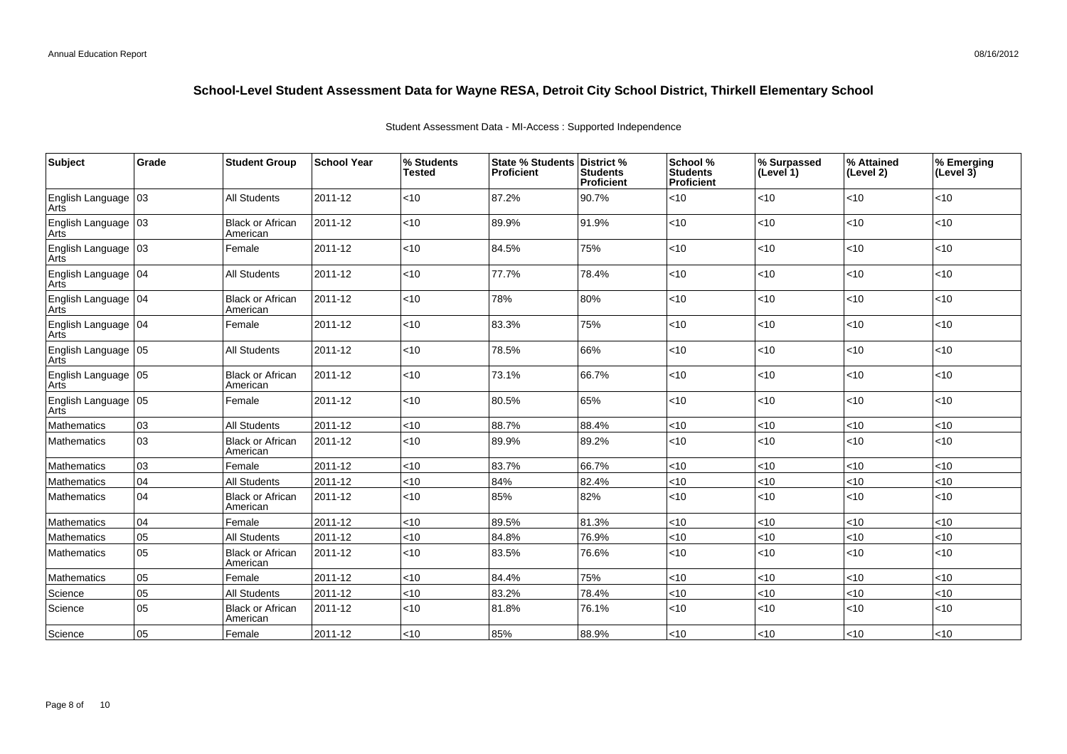## School-Level Student Assessment Data for Wayne RESA, Detroit City School District, Thirkell Elementary School

Student Assessment Data - MI-Access : Supported Independence

| Subject | Grade | Student Group | School Year | % Students Tested | State % Students Proficient | District % Students Proficient | School % Students Proficient | % Surpassed (Level 1) | % Attained (Level 2) | % Emerging (Level 3) |
|---|---|---|---|---|---|---|---|---|---|---|
| English Language Arts | 03 | All Students | 2011-12 | <10 | 87.2% | 90.7% | <10 | <10 | <10 | <10 |
| English Language Arts | 03 | Black or African American | 2011-12 | <10 | 89.9% | 91.9% | <10 | <10 | <10 | <10 |
| English Language Arts | 03 | Female | 2011-12 | <10 | 84.5% | 75% | <10 | <10 | <10 | <10 |
| English Language Arts | 04 | All Students | 2011-12 | <10 | 77.7% | 78.4% | <10 | <10 | <10 | <10 |
| English Language Arts | 04 | Black or African American | 2011-12 | <10 | 78% | 80% | <10 | <10 | <10 | <10 |
| English Language Arts | 04 | Female | 2011-12 | <10 | 83.3% | 75% | <10 | <10 | <10 | <10 |
| English Language Arts | 05 | All Students | 2011-12 | <10 | 78.5% | 66% | <10 | <10 | <10 | <10 |
| English Language Arts | 05 | Black or African American | 2011-12 | <10 | 73.1% | 66.7% | <10 | <10 | <10 | <10 |
| English Language Arts | 05 | Female | 2011-12 | <10 | 80.5% | 65% | <10 | <10 | <10 | <10 |
| Mathematics | 03 | All Students | 2011-12 | <10 | 88.7% | 88.4% | <10 | <10 | <10 | <10 |
| Mathematics | 03 | Black or African American | 2011-12 | <10 | 89.9% | 89.2% | <10 | <10 | <10 | <10 |
| Mathematics | 03 | Female | 2011-12 | <10 | 83.7% | 66.7% | <10 | <10 | <10 | <10 |
| Mathematics | 04 | All Students | 2011-12 | <10 | 84% | 82.4% | <10 | <10 | <10 | <10 |
| Mathematics | 04 | Black or African American | 2011-12 | <10 | 85% | 82% | <10 | <10 | <10 | <10 |
| Mathematics | 04 | Female | 2011-12 | <10 | 89.5% | 81.3% | <10 | <10 | <10 | <10 |
| Mathematics | 05 | All Students | 2011-12 | <10 | 84.8% | 76.9% | <10 | <10 | <10 | <10 |
| Mathematics | 05 | Black or African American | 2011-12 | <10 | 83.5% | 76.6% | <10 | <10 | <10 | <10 |
| Mathematics | 05 | Female | 2011-12 | <10 | 84.4% | 75% | <10 | <10 | <10 | <10 |
| Science | 05 | All Students | 2011-12 | <10 | 83.2% | 78.4% | <10 | <10 | <10 | <10 |
| Science | 05 | Black or African American | 2011-12 | <10 | 81.8% | 76.1% | <10 | <10 | <10 | <10 |
| Science | 05 | Female | 2011-12 | <10 | 85% | 88.9% | <10 | <10 | <10 | <10 |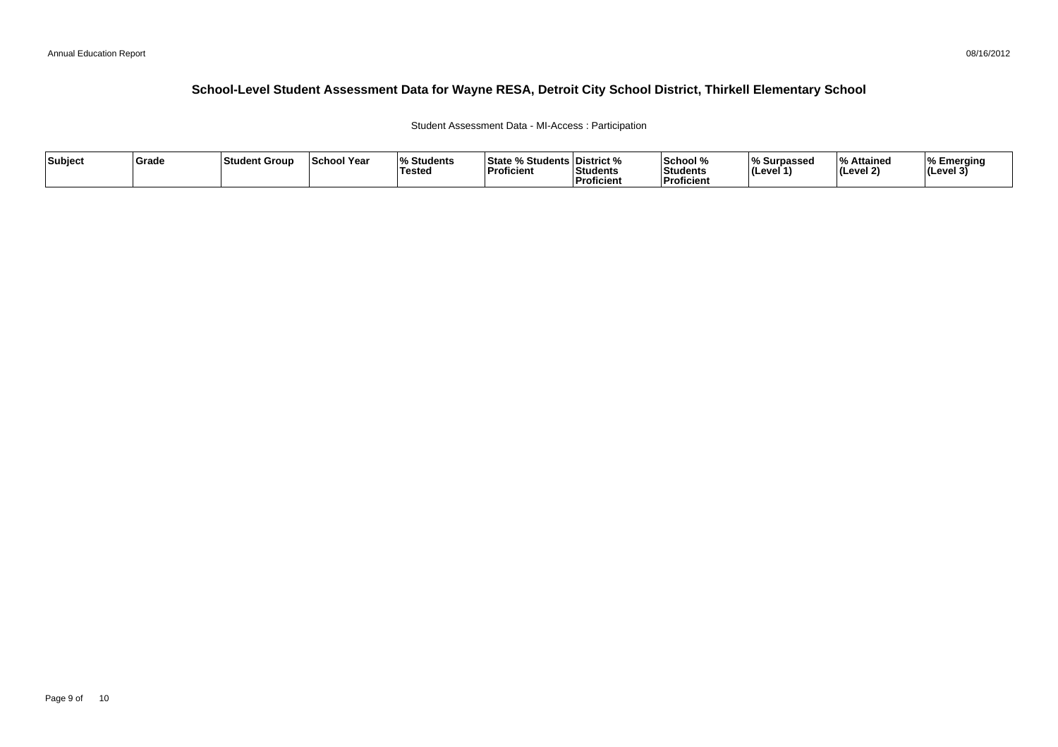# School-Level Student Assessment Data for Wayne RESA, Detroit City School District, Thirkell Elementary School

Student Assessment Data - MI-Access : Participation

| Subject | Grade | Student Group | School Year | % Students Tested | State % Students Proficient | District % Students Proficient | School % Students Proficient | % Surpassed (Level 1) | % Attained (Level 2) | % Emerging (Level 3) |
|---|---|---|---|---|---|---|---|---|---|---|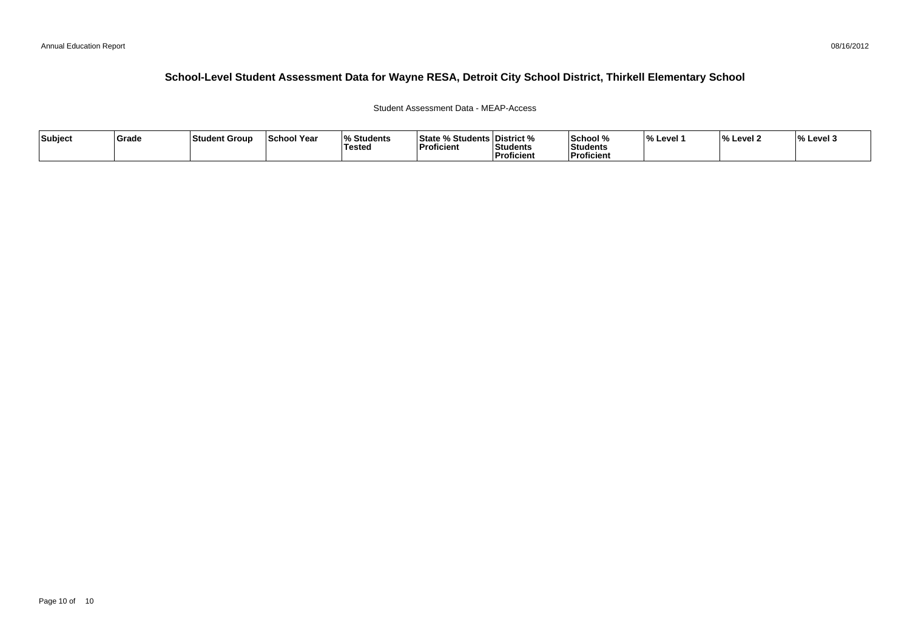## School-Level Student Assessment Data for Wayne RESA, Detroit City School District, Thirkell Elementary School

Student Assessment Data - MEAP-Access

| Subject | Grade | Student Group | School Year | % Students Tested | State % Students Proficient | District % Students Proficient | School % Students Proficient | % Level 1 | % Level 2 | % Level 3 |
|---|---|---|---|---|---|---|---|---|---|---|